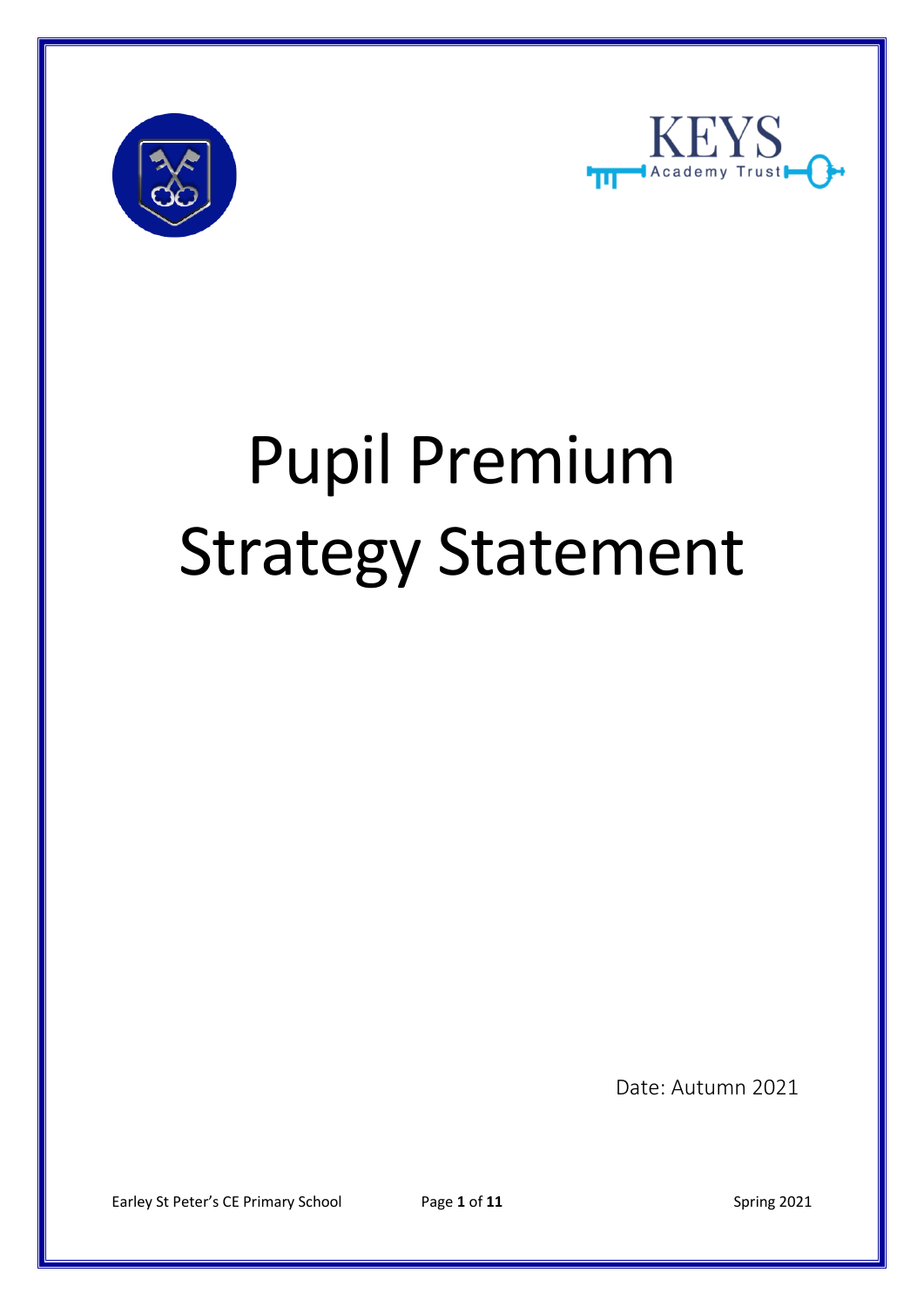# Pupil Premium Strategy Statement

Date: Autumn 2021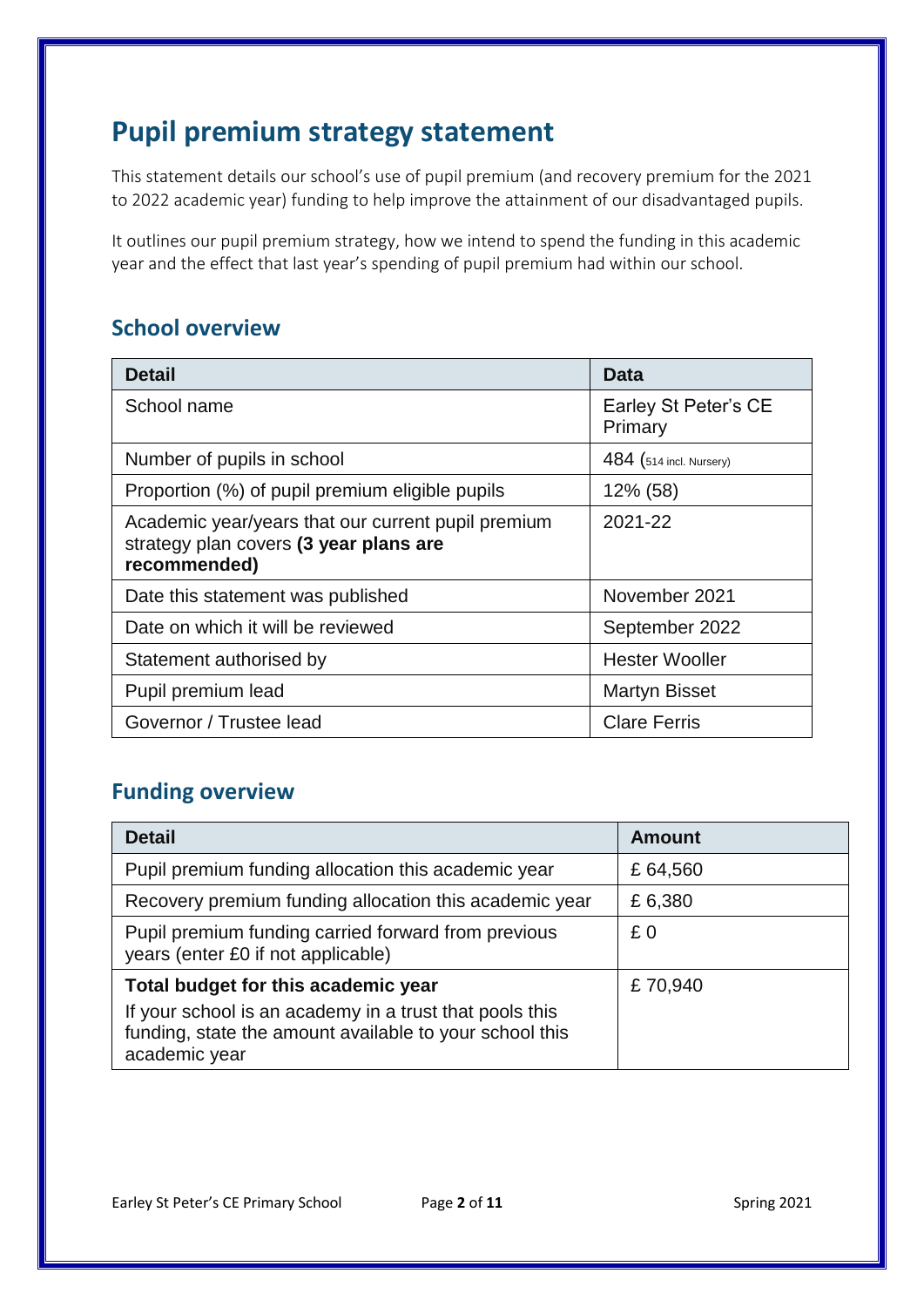# Pupil premium strategy statement

This statement details our school's use of pupil premium (and recovery premium for the 2021 to 2022 academic year) funding to help improve the attainment of our disadvantaged pupils.

It outlines our pupil premium strategy, how we intend to spend the funding in this academic year and the effect that last year's spending of pupil premium had within our school.

## School overview

| Detail | Data |
|---|---|
| School name | Earley St Peter's CE Primary |
| Number of pupils in school | 484 (514 incl. Nursery) |
| Proportion (%) of pupil premium eligible pupils | 12% (58) |
| Academic year/years that our current pupil premium strategy plan covers **(3 year plans are recommended)** | 2021-22 |
| Date this statement was published | November 2021 |
| Date on which it will be reviewed | September 2022 |
| Statement authorised by | Hester Wooller |
| Pupil premium lead | Martyn Bisset |
| Governor / Trustee lead | Clare Ferris |

## Funding overview

| Detail | Amount |
|---|---|
| Pupil premium funding allocation this academic year | £ 64,560 |
| Recovery premium funding allocation this academic year | £ 6,380 |
| Pupil premium funding carried forward from previous years (enter £0 if not applicable) | £ 0 |
| **Total budget for this academic year**<br>If your school is an academy in a trust that pools this funding, state the amount available to your school this academic year | £ 70,940 |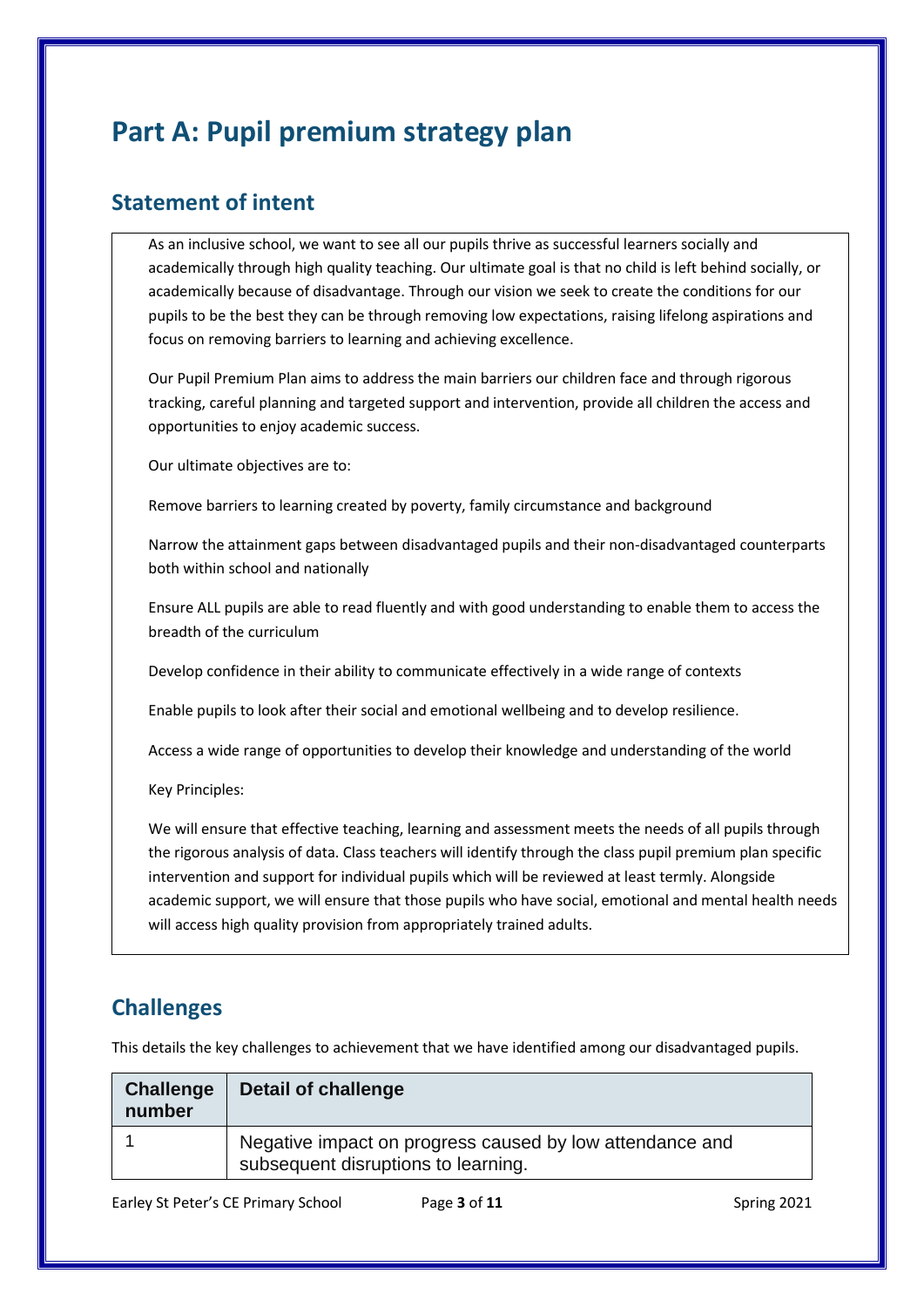# Part A: Pupil premium strategy plan

## Statement of intent

As an inclusive school, we want to see all our pupils thrive as successful learners socially and academically through high quality teaching. Our ultimate goal is that no child is left behind socially, or academically because of disadvantage. Through our vision we seek to create the conditions for our pupils to be the best they can be through removing low expectations, raising lifelong aspirations and focus on removing barriers to learning and achieving excellence.

Our Pupil Premium Plan aims to address the main barriers our children face and through rigorous tracking, careful planning and targeted support and intervention, provide all children the access and opportunities to enjoy academic success.

Our ultimate objectives are to:

Remove barriers to learning created by poverty, family circumstance and background

Narrow the attainment gaps between disadvantaged pupils and their non-disadvantaged counterparts both within school and nationally

Ensure ALL pupils are able to read fluently and with good understanding to enable them to access the breadth of the curriculum

Develop confidence in their ability to communicate effectively in a wide range of contexts

Enable pupils to look after their social and emotional wellbeing and to develop resilience.

Access a wide range of opportunities to develop their knowledge and understanding of the world

Key Principles:

We will ensure that effective teaching, learning and assessment meets the needs of all pupils through the rigorous analysis of data. Class teachers will identify through the class pupil premium plan specific intervention and support for individual pupils which will be reviewed at least termly. Alongside academic support, we will ensure that those pupils who have social, emotional and mental health needs will access high quality provision from appropriately trained adults.

## Challenges

This details the key challenges to achievement that we have identified among our disadvantaged pupils.

| Challenge number | Detail of challenge |
|---|---|
| 1 | Negative impact on progress caused by low attendance and subsequent disruptions to learning. |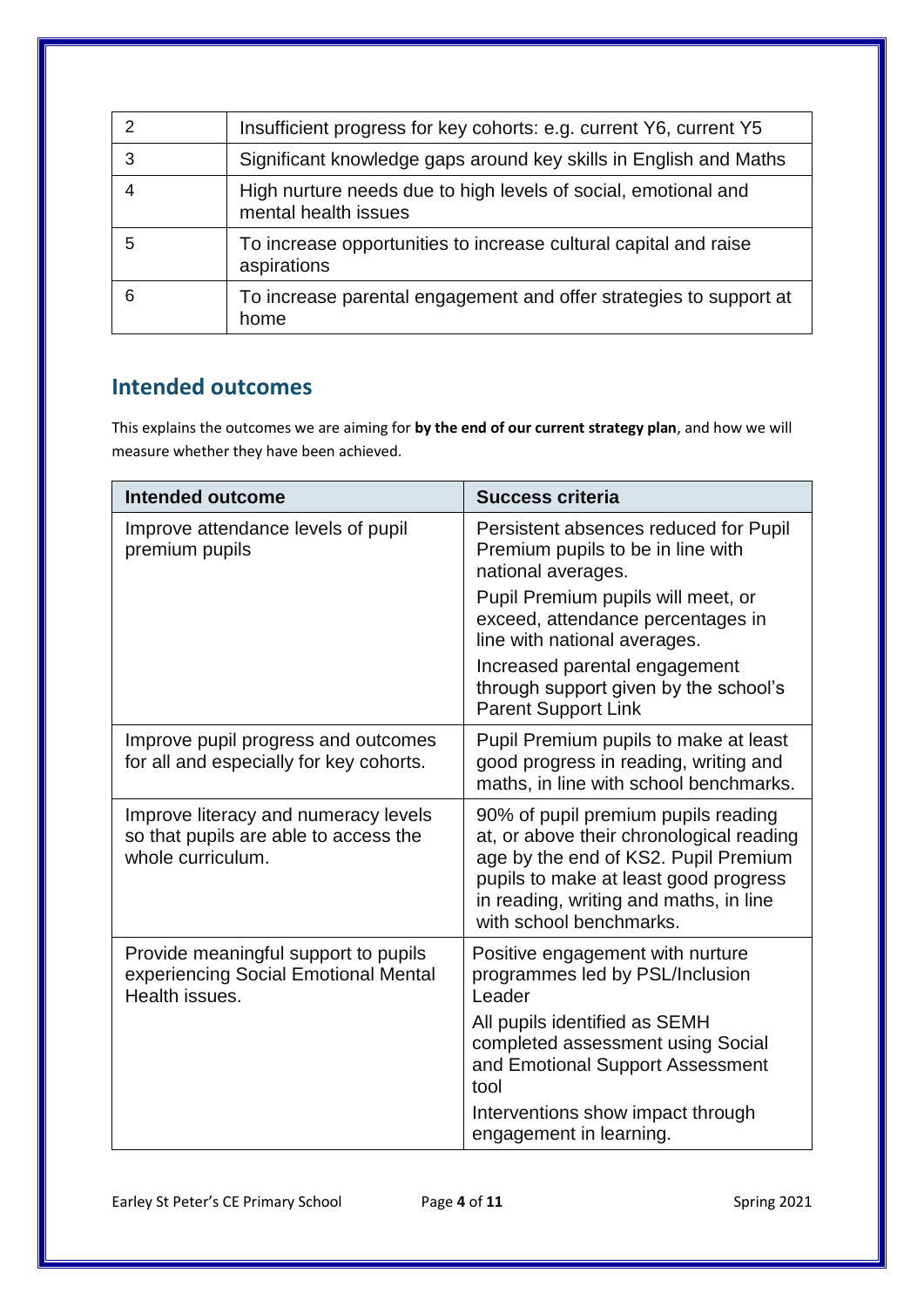| | |
|---|---|
| 2 | Insufficient progress for key cohorts: e.g. current Y6, current Y5 |
| 3 | Significant knowledge gaps around key skills in English and Maths |
| 4 | High nurture needs due to high levels of social, emotional and mental health issues |
| 5 | To increase opportunities to increase cultural capital and raise aspirations |
| 6 | To increase parental engagement and offer strategies to support at home |

## Intended outcomes

This explains the outcomes we are aiming for **by the end of our current strategy plan**, and how we will measure whether they have been achieved.

| Intended outcome | Success criteria |
|---|---|
| Improve attendance levels of pupil premium pupils | Persistent absences reduced for Pupil Premium pupils to be in line with national averages.<br>Pupil Premium pupils will meet, or exceed, attendance percentages in line with national averages.<br>Increased parental engagement through support given by the school's Parent Support Link |
| Improve pupil progress and outcomes for all and especially for key cohorts. | Pupil Premium pupils to make at least good progress in reading, writing and maths, in line with school benchmarks. |
| Improve literacy and numeracy levels so that pupils are able to access the whole curriculum. | 90% of pupil premium pupils reading at, or above their chronological reading age by the end of KS2. Pupil Premium pupils to make at least good progress in reading, writing and maths, in line with school benchmarks. |
| Provide meaningful support to pupils experiencing Social Emotional Mental Health issues. | Positive engagement with nurture programmes led by PSL/Inclusion Leader<br>All pupils identified as SEMH completed assessment using Social and Emotional Support Assessment tool<br>Interventions show impact through engagement in learning. |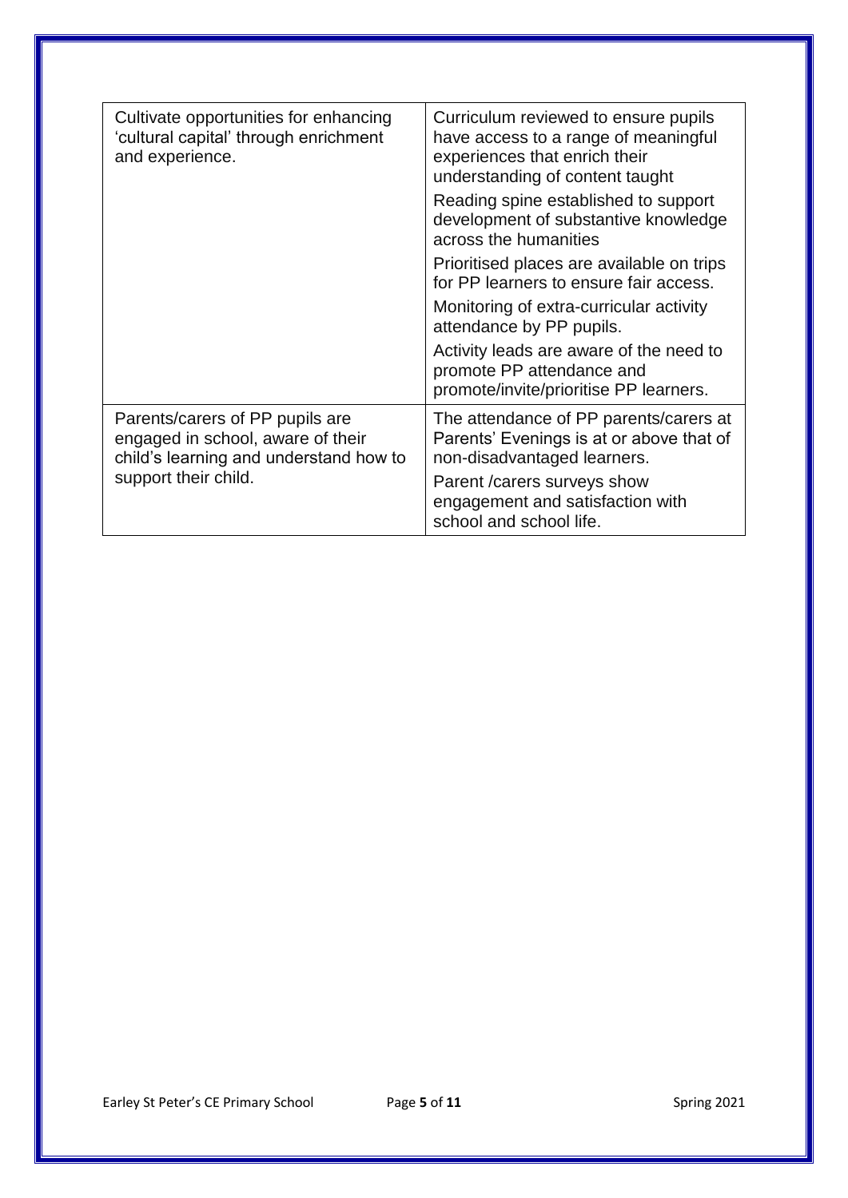| | |
|---|---|
| Cultivate opportunities for enhancing 'cultural capital' through enrichment and experience. | Curriculum reviewed to ensure pupils have access to a range of meaningful experiences that enrich their understanding of content taught<br><br>Reading spine established to support development of substantive knowledge across the humanities<br><br>Prioritised places are available on trips for PP learners to ensure fair access.<br><br>Monitoring of extra-curricular activity attendance by PP pupils.<br><br>Activity leads are aware of the need to promote PP attendance and promote/invite/prioritise PP learners. |
| Parents/carers of PP pupils are engaged in school, aware of their child's learning and understand how to support their child. | The attendance of PP parents/carers at Parents' Evenings is at or above that of non-disadvantaged learners.<br><br>Parent /carers surveys show engagement and satisfaction with school and school life. |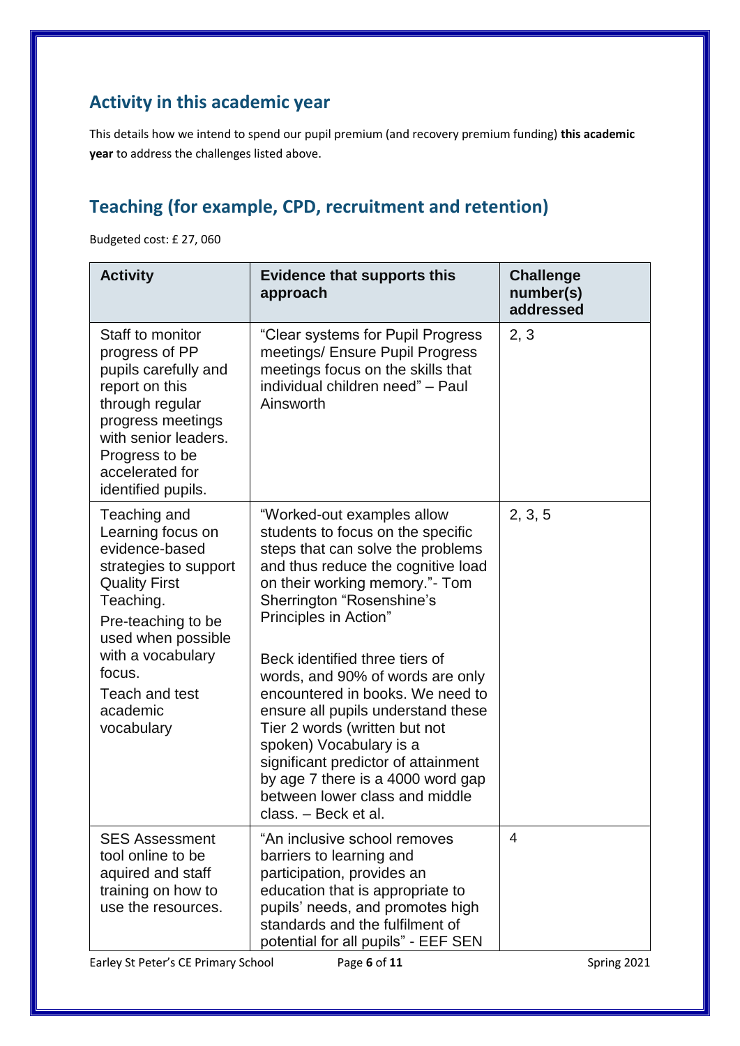## Activity in this academic year

This details how we intend to spend our pupil premium (and recovery premium funding) **this academic year** to address the challenges listed above.

## Teaching (for example, CPD, recruitment and retention)

Budgeted cost: £ 27, 060

| Activity | Evidence that supports this approach | Challenge number(s) addressed |
|---|---|---|
| Staff to monitor progress of PP pupils carefully and report on this through regular progress meetings with senior leaders. Progress to be accelerated for identified pupils. | "Clear systems for Pupil Progress meetings/ Ensure Pupil Progress meetings focus on the skills that individual children need" – Paul Ainsworth | 2, 3 |
| Teaching and Learning focus on evidence-based strategies to support Quality First Teaching.<br>Pre-teaching to be used when possible with a vocabulary focus.<br>Teach and test academic vocabulary | "Worked-out examples allow students to focus on the specific steps that can solve the problems and thus reduce the cognitive load on their working memory."- Tom Sherrington "Rosenshine's Principles in Action"<br><br>Beck identified three tiers of words, and 90% of words are only encountered in books. We need to ensure all pupils understand these Tier 2 words (written but not spoken) Vocabulary is a significant predictor of attainment by age 7 there is a 4000 word gap between lower class and middle class. – Beck et al. | 2, 3, 5 |
| SES Assessment tool online to be aquired and staff training on how to use the resources. | "An inclusive school removes barriers to learning and participation, provides an education that is appropriate to pupils' needs, and promotes high standards and the fulfilment of potential for all pupils" - EEF SEN | 4 |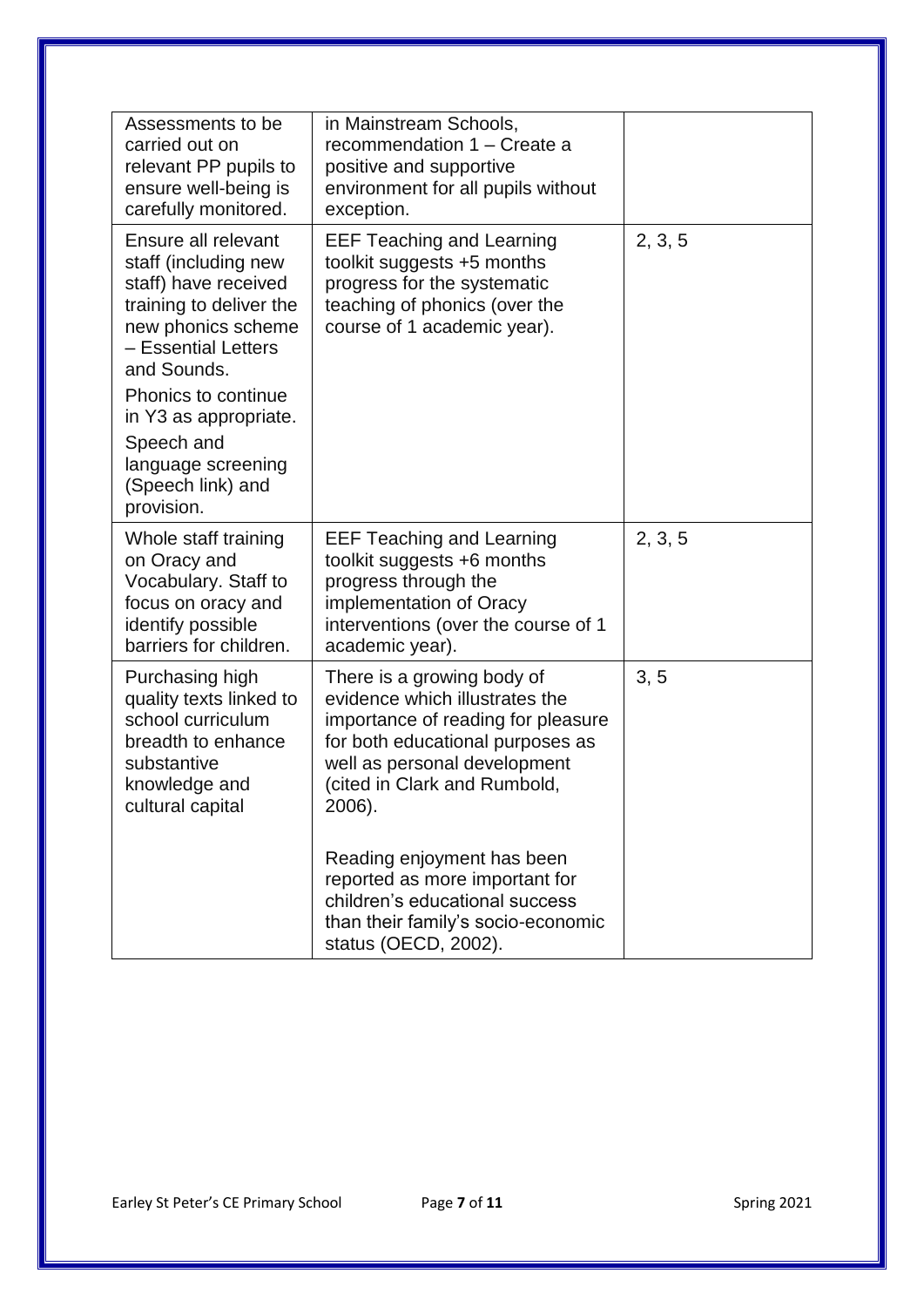| | | |
|---|---|---|
| Assessments to be carried out on relevant PP pupils to ensure well-being is carefully monitored. | in Mainstream Schools, recommendation 1 – Create a positive and supportive environment for all pupils without exception. | |
| Ensure all relevant staff (including new staff) have received training to deliver the new phonics scheme – Essential Letters and Sounds.<br><br>Phonics to continue in Y3 as appropriate.<br><br>Speech and language screening (Speech link) and provision. | EEF Teaching and Learning toolkit suggests +5 months progress for the systematic teaching of phonics (over the course of 1 academic year). | 2, 3, 5 |
| Whole staff training on Oracy and Vocabulary. Staff to focus on oracy and identify possible barriers for children. | EEF Teaching and Learning toolkit suggests +6 months progress through the implementation of Oracy interventions (over the course of 1 academic year). | 2, 3, 5 |
| Purchasing high quality texts linked to school curriculum breadth to enhance substantive knowledge and cultural capital | There is a growing body of evidence which illustrates the importance of reading for pleasure for both educational purposes as well as personal development (cited in Clark and Rumbold, 2006).<br><br>Reading enjoyment has been reported as more important for children's educational success than their family's socio-economic status (OECD, 2002). | 3, 5 |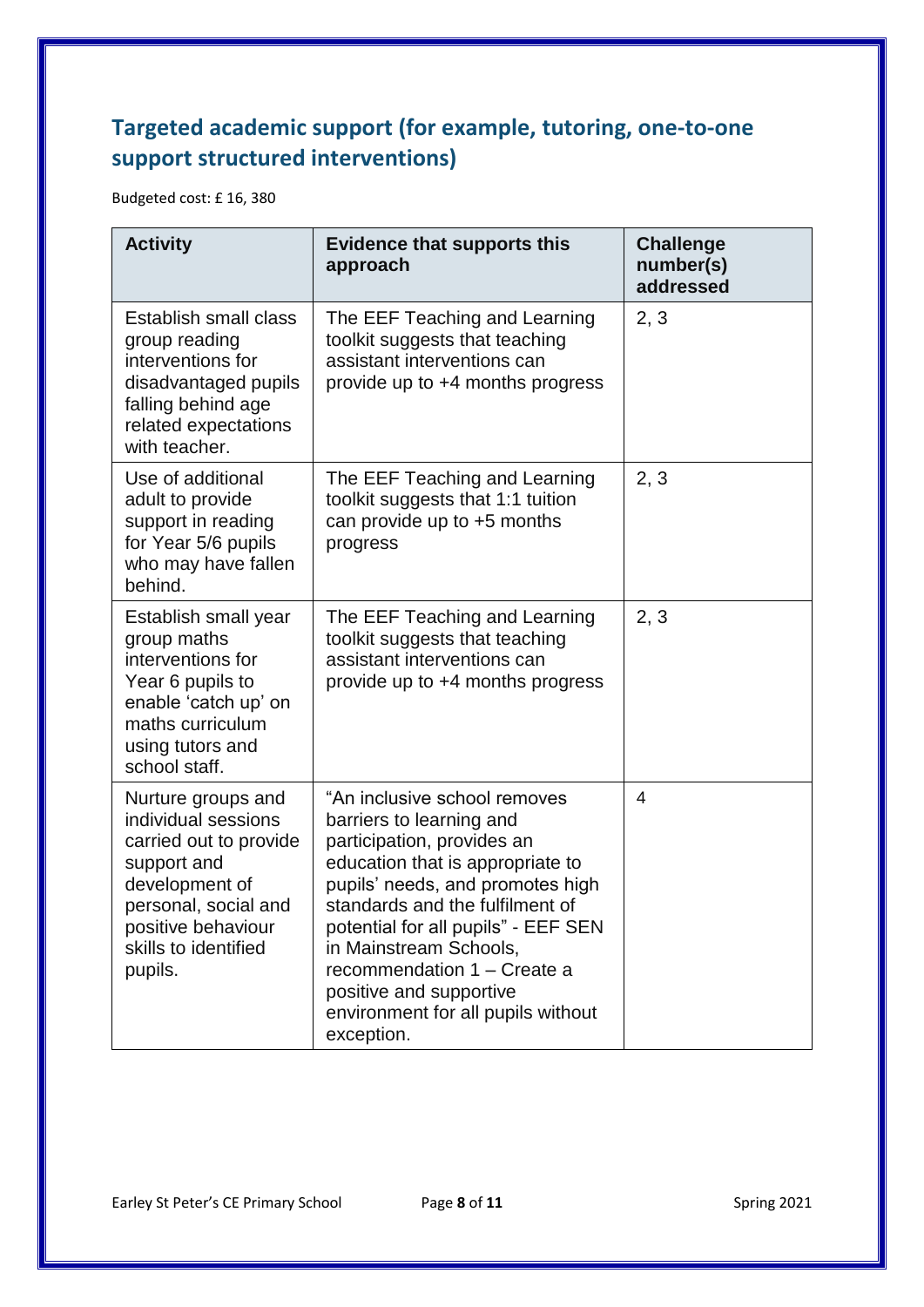## Targeted academic support (for example, tutoring, one-to-one support structured interventions)

Budgeted cost: £ 16, 380

| Activity | Evidence that supports this approach | Challenge number(s) addressed |
|---|---|---|
| Establish small class group reading interventions for disadvantaged pupils falling behind age related expectations with teacher. | The EEF Teaching and Learning toolkit suggests that teaching assistant interventions can provide up to +4 months progress | 2, 3 |
| Use of additional adult to provide support in reading for Year 5/6 pupils who may have fallen behind. | The EEF Teaching and Learning toolkit suggests that 1:1 tuition can provide up to +5 months progress | 2, 3 |
| Establish small year group maths interventions for Year 6 pupils to enable 'catch up' on maths curriculum using tutors and school staff. | The EEF Teaching and Learning toolkit suggests that teaching assistant interventions can provide up to +4 months progress | 2, 3 |
| Nurture groups and individual sessions carried out to provide support and development of personal, social and positive behaviour skills to identified pupils. | "An inclusive school removes barriers to learning and participation, provides an education that is appropriate to pupils' needs, and promotes high standards and the fulfilment of potential for all pupils" - EEF SEN in Mainstream Schools, recommendation 1 – Create a positive and supportive environment for all pupils without exception. | 4 |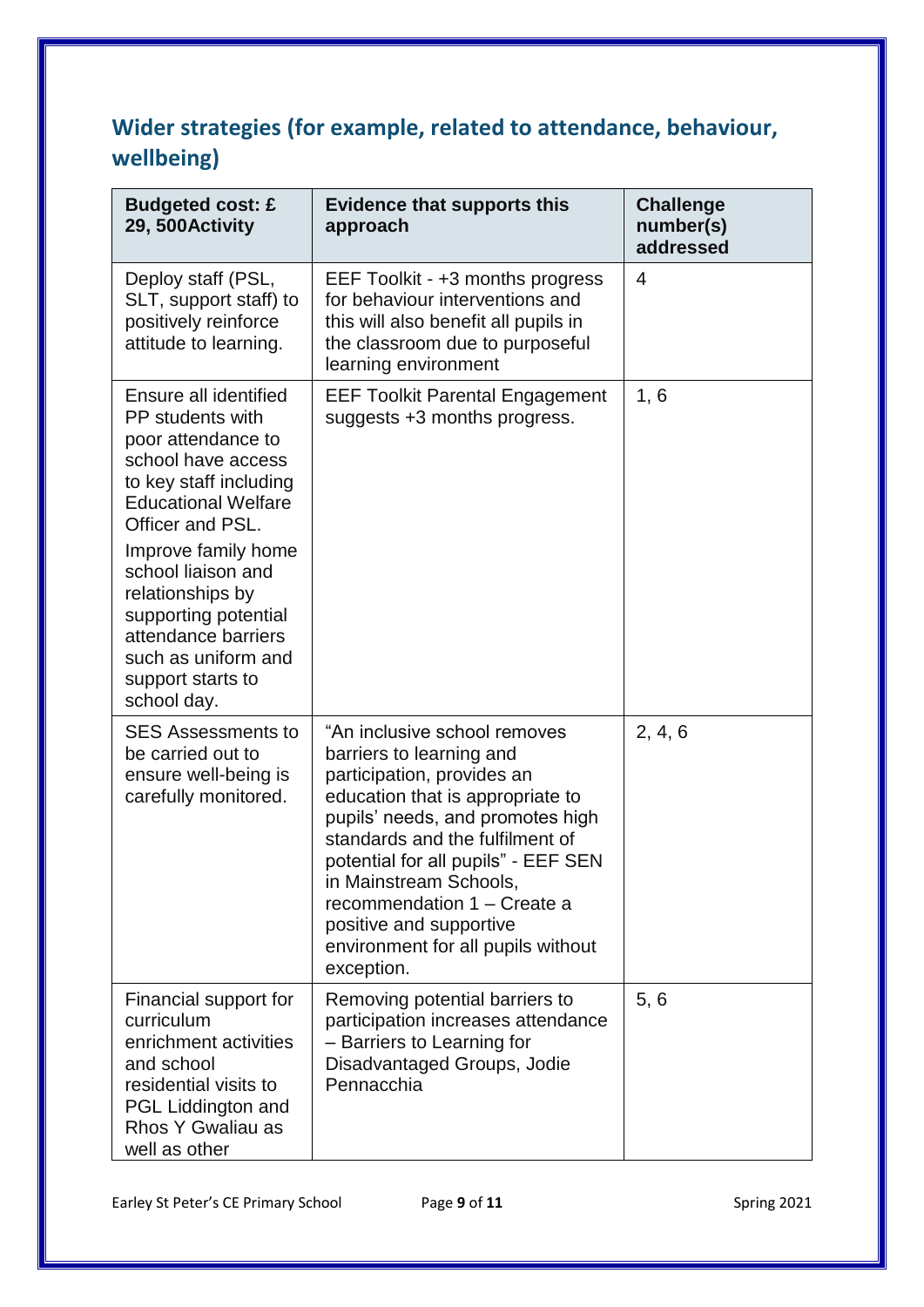## Wider strategies (for example, related to attendance, behaviour, wellbeing)

| Budgeted cost: £ 29, 500Activity | Evidence that supports this approach | Challenge number(s) addressed |
|---|---|---|
| Deploy staff (PSL, SLT, support staff) to positively reinforce attitude to learning. | EEF Toolkit - +3 months progress for behaviour interventions and this will also benefit all pupils in the classroom due to purposeful learning environment | 4 |
| Ensure all identified PP students with poor attendance to school have access to key staff including Educational Welfare Officer and PSL.<br><br>Improve family home school liaison and relationships by supporting potential attendance barriers such as uniform and support starts to school day. | EEF Toolkit Parental Engagement suggests +3 months progress. | 1, 6 |
| SES Assessments to be carried out to ensure well-being is carefully monitored. | "An inclusive school removes barriers to learning and participation, provides an education that is appropriate to pupils' needs, and promotes high standards and the fulfilment of potential for all pupils" - EEF SEN in Mainstream Schools, recommendation 1 – Create a positive and supportive environment for all pupils without exception. | 2, 4, 6 |
| Financial support for curriculum enrichment activities and school residential visits to PGL Liddington and Rhos Y Gwaliau as well as other | Removing potential barriers to participation increases attendance – Barriers to Learning for Disadvantaged Groups, Jodie Pennacchia | 5, 6 |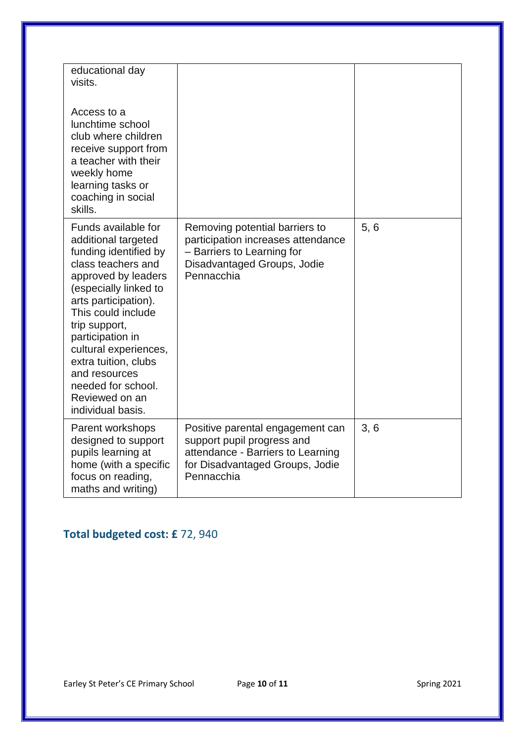| | | |
|---|---|---|
| educational day visits.<br><br>Access to a lunchtime school club where children receive support from a teacher with their weekly home learning tasks or coaching in social skills. | | |
| Funds available for additional targeted funding identified by class teachers and approved by leaders (especially linked to arts participation). This could include trip support, participation in cultural experiences, extra tuition, clubs and resources needed for school. Reviewed on an individual basis. | Removing potential barriers to participation increases attendance – Barriers to Learning for Disadvantaged Groups, Jodie Pennacchia | 5, 6 |
| Parent workshops designed to support pupils learning at home (with a specific focus on reading, maths and writing) | Positive parental engagement can support pupil progress and attendance - Barriers to Learning for Disadvantaged Groups, Jodie Pennacchia | 3, 6 |

**Total budgeted cost: £** 72, 940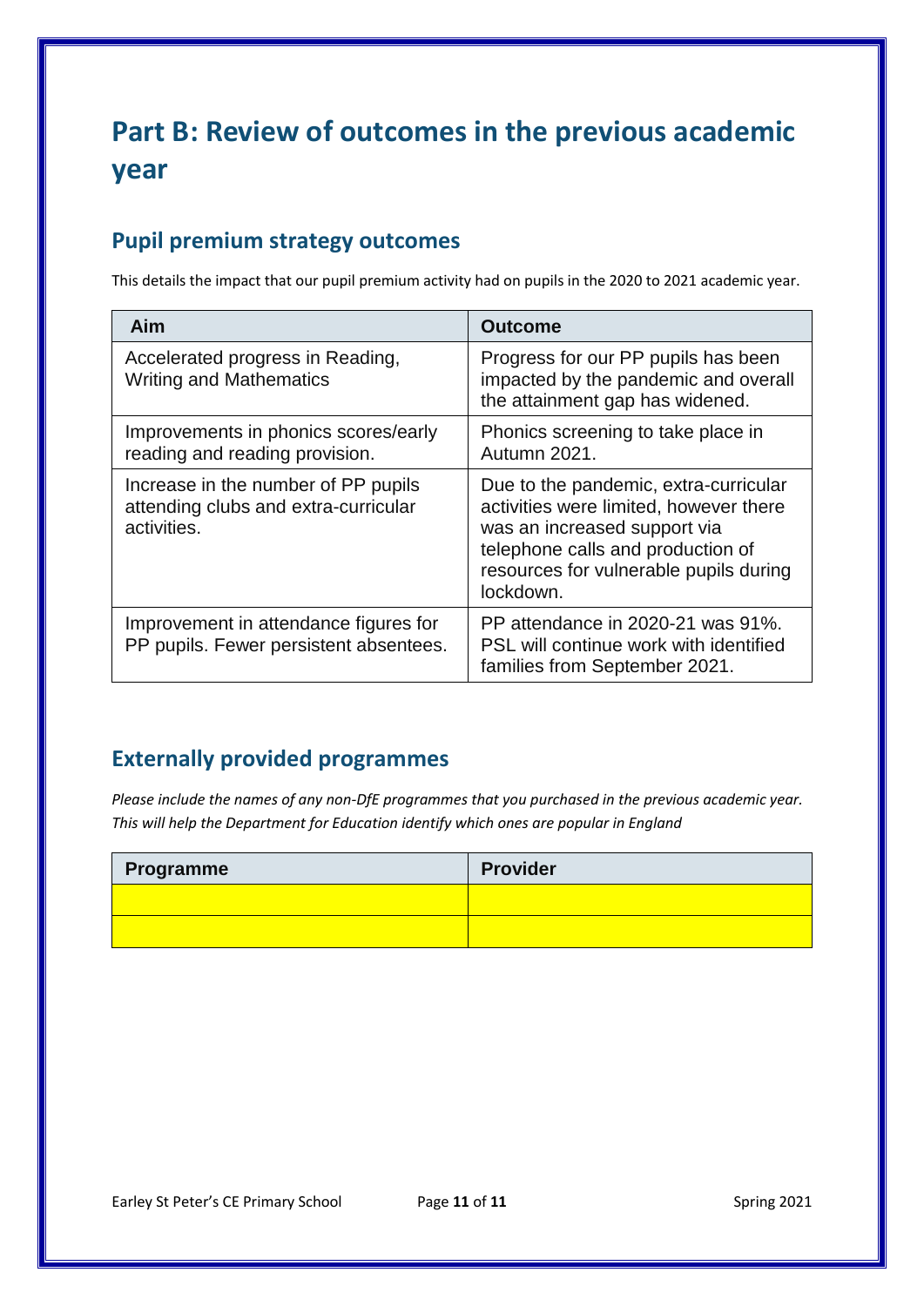# Part B: Review of outcomes in the previous academic year

## Pupil premium strategy outcomes

This details the impact that our pupil premium activity had on pupils in the 2020 to 2021 academic year.

| Aim | Outcome |
|---|---|
| Accelerated progress in Reading, Writing and Mathematics | Progress for our PP pupils has been impacted by the pandemic and overall the attainment gap has widened. |
| Improvements in phonics scores/early reading and reading provision. | Phonics screening to take place in Autumn 2021. |
| Increase in the number of PP pupils attending clubs and extra-curricular activities. | Due to the pandemic, extra-curricular activities were limited, however there was an increased support via telephone calls and production of resources for vulnerable pupils during lockdown. |
| Improvement in attendance figures for PP pupils. Fewer persistent absentees. | PP attendance in 2020-21 was 91%. PSL will continue work with identified families from September 2021. |

## Externally provided programmes

*Please include the names of any non-DfE programmes that you purchased in the previous academic year. This will help the Department for Education identify which ones are popular in England*

| Programme | Provider |
|---|---|
| | |
| | |